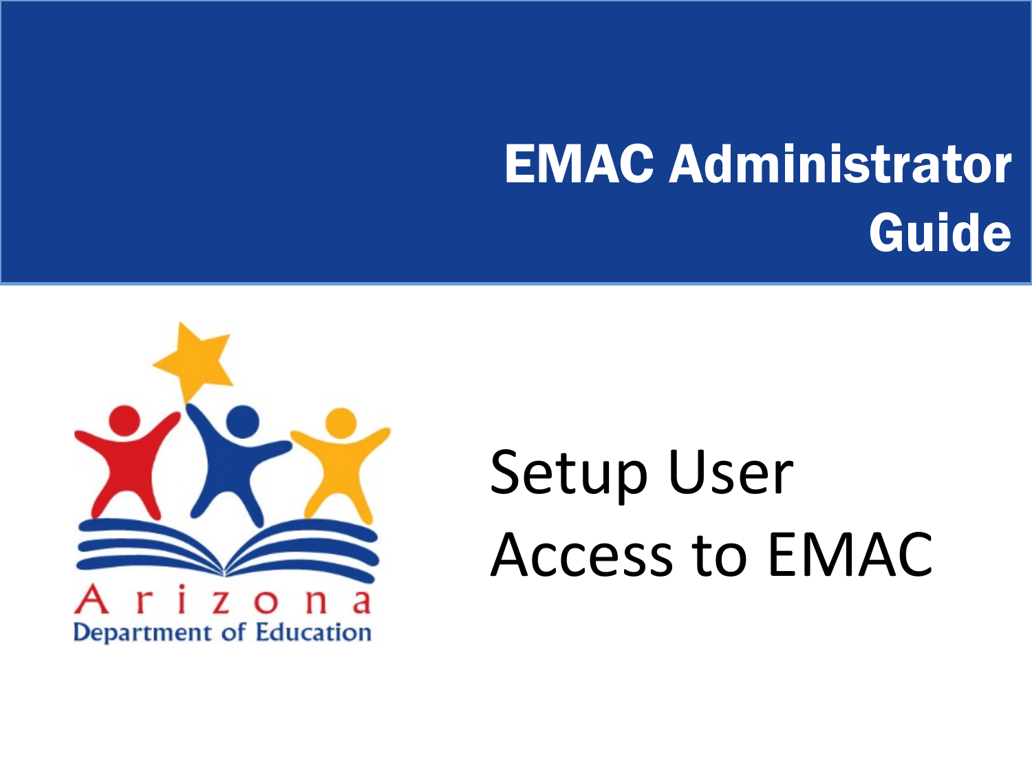# EMAC Administrator Guide

Arizona Department of Education

## Setup User Access to EMAC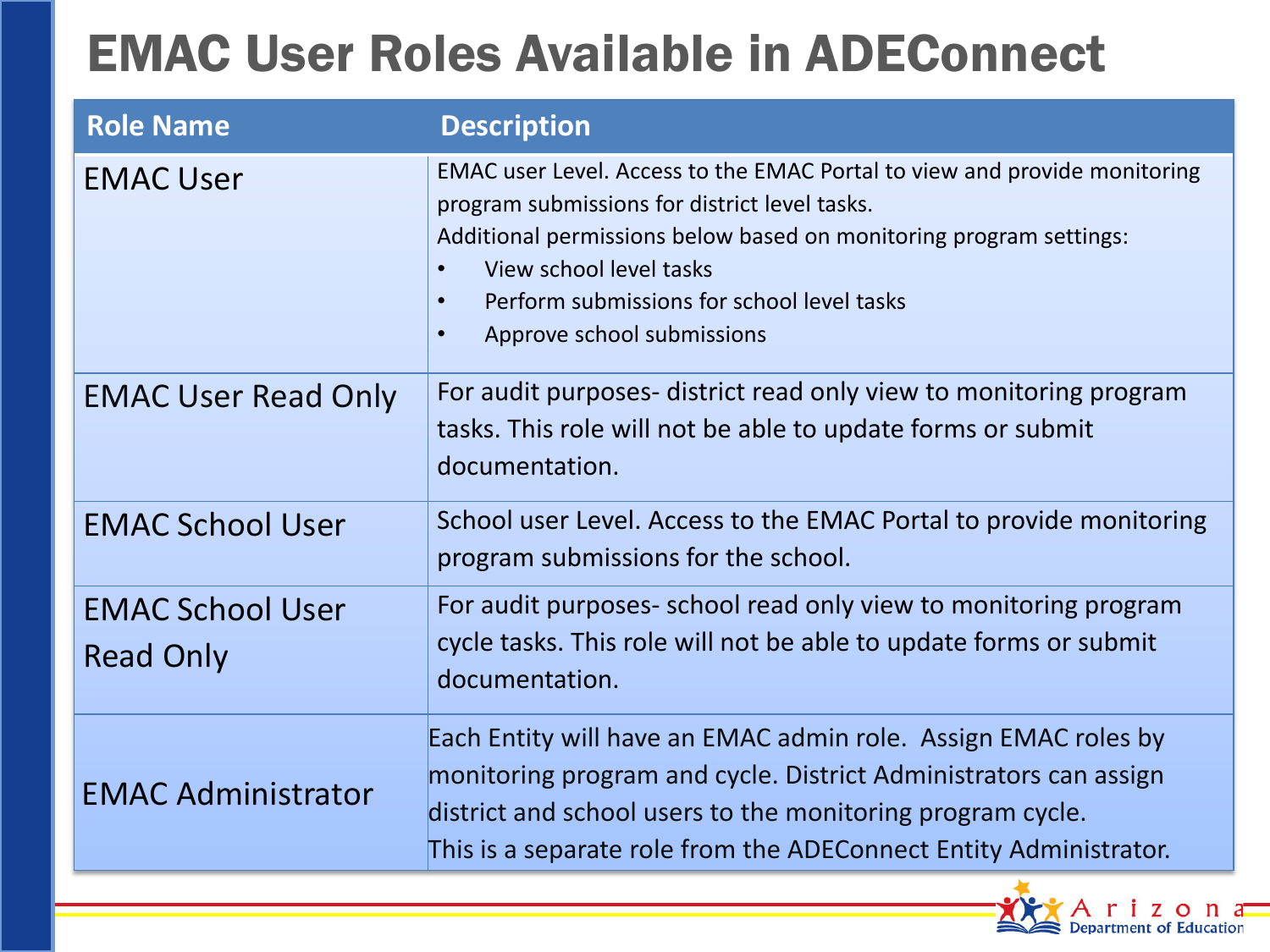# EMAC User Roles Available in ADEConnect

| Role Name | Description |
|---|---|
| EMAC User | EMAC user Level. Access to the EMAC Portal to view and provide monitoring program submissions for district level tasks.<br>Additional permissions below based on monitoring program settings:<br>• View school level tasks<br>• Perform submissions for school level tasks<br>• Approve school submissions |
| EMAC User Read Only | For audit purposes- district read only view to monitoring program tasks. This role will not be able to update forms or submit documentation. |
| EMAC School User | School user Level. Access to the EMAC Portal to provide monitoring program submissions for the school. |
| EMAC School User Read Only | For audit purposes- school read only view to monitoring program cycle tasks. This role will not be able to update forms or submit documentation. |
| EMAC Administrator | Each Entity will have an EMAC admin role. Assign EMAC roles by monitoring program and cycle. District Administrators can assign district and school users to the monitoring program cycle.<br>This is a separate role from the ADEConnect Entity Administrator. |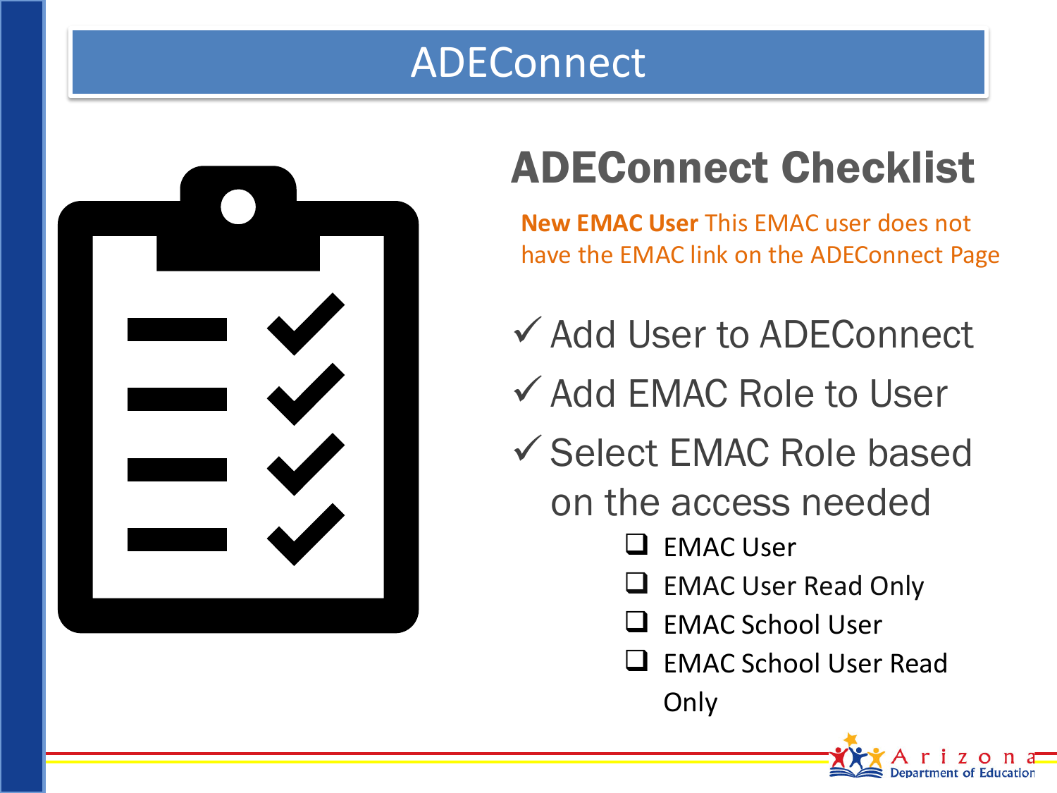# ADEConnect

## ADEConnect Checklist

**New EMAC User** This EMAC user does not have the EMAC link on the ADEConnect Page

- ✓ Add User to ADEConnect
- ✓ Add EMAC Role to User
- ✓ Select EMAC Role based on the access needed
  - ❑ EMAC User
  - ❑ EMAC User Read Only
  - ❑ EMAC School User
  - ❑ EMAC School User Read Only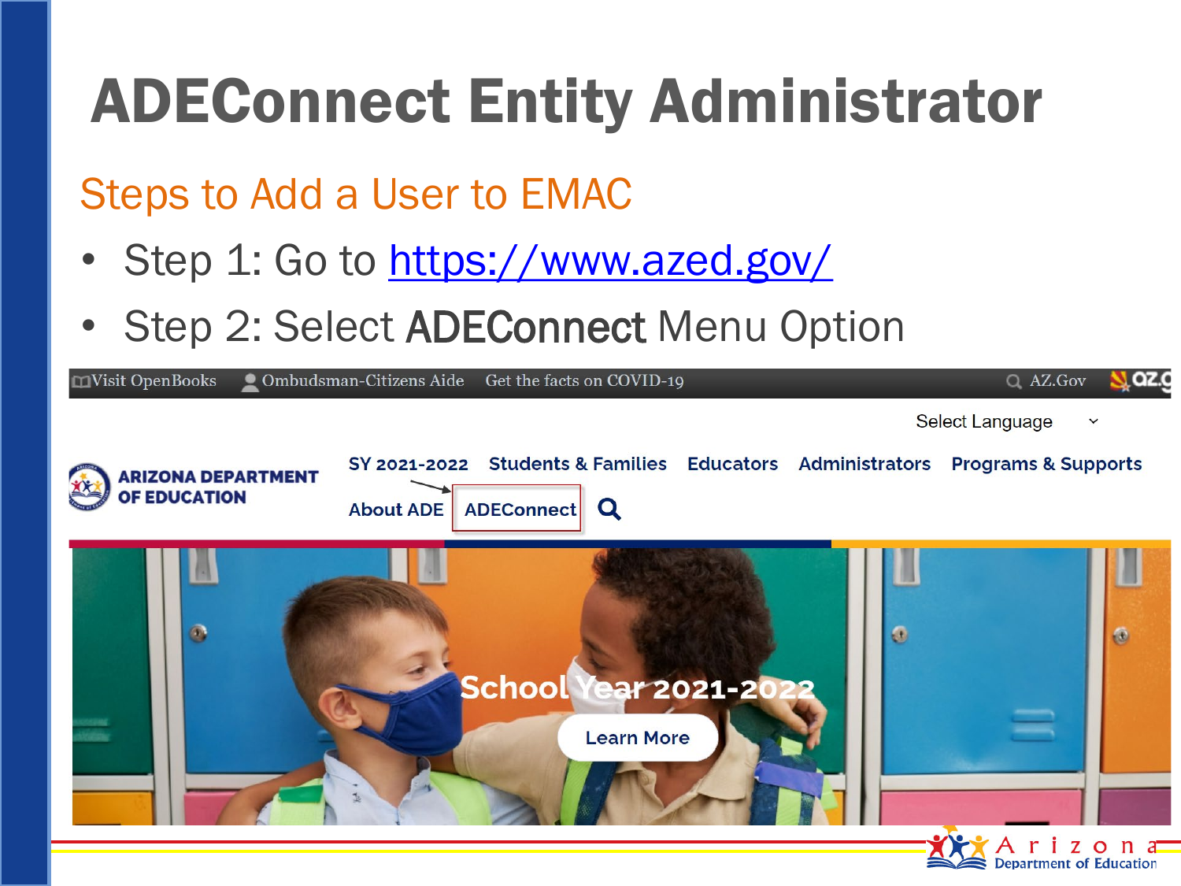# ADEConnect Entity Administrator

## Steps to Add a User to EMAC

- Step 1: Go to [https://www.azed.gov/](https://www.azed.gov/)
- Step 2: Select **ADEConnect** Menu Option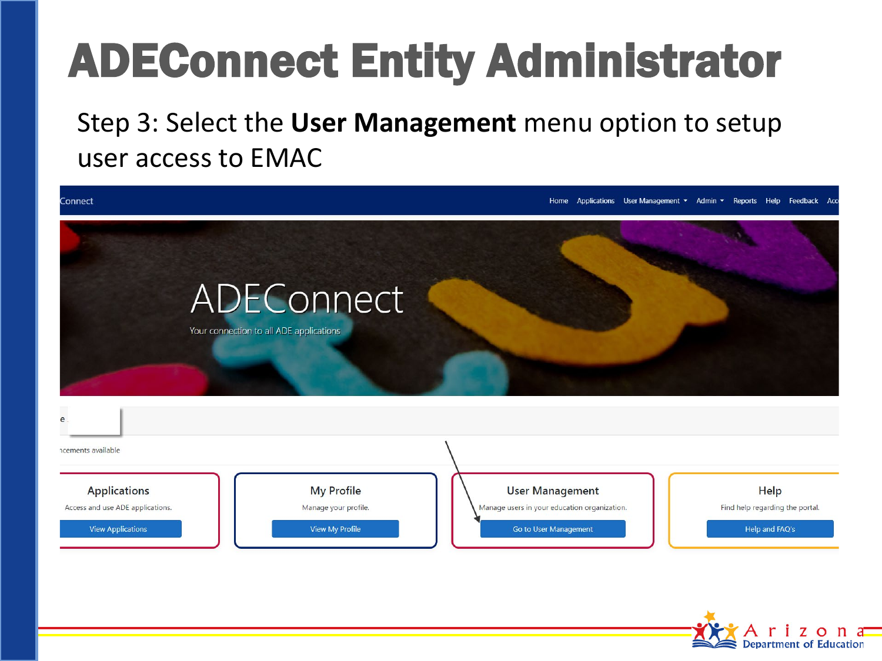# ADEConnect Entity Administrator

Step 3: Select the **User Management** menu option to setup user access to EMAC

Connect

Home Applications User Management ▾ Admin ▾ Reports Help Feedback Acc

ADEConnect

Your connection to all ADE applications

e

ıcements available

**Applications**

Access and use ADE applications.

View Applications

**My Profile**

Manage your profile.

View My Profile

**User Management**

Manage users in your education organization.

Go to User Management

**Help**

Find help regarding the portal.

Help and FAQ's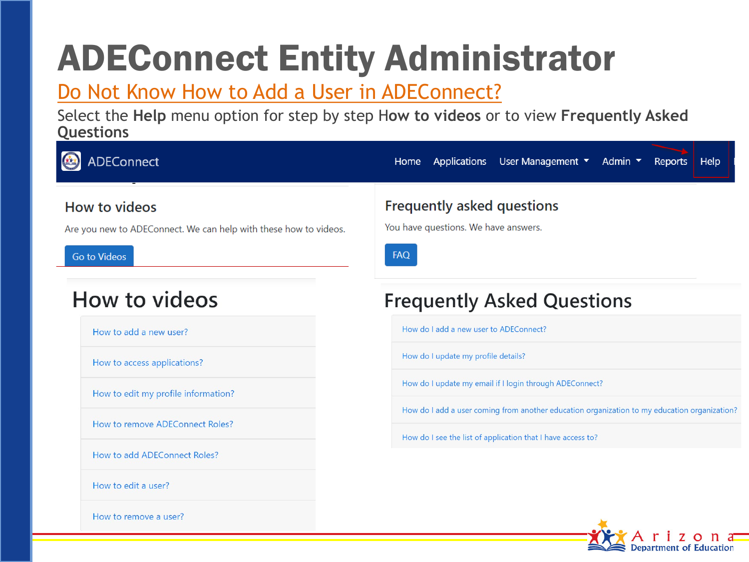# ADEConnect Entity Administrator

## Do Not Know How to Add a User in ADEConnect?

Select the **Help** menu option for step by step **How to videos** or to view **Frequently Asked Questions**

ADEConnect — Home | Applications | User Management | Admin | Reports | Help

### How to videos

Are you new to ADEConnect. We can help with these how to videos.

Go to Videos

### Frequently asked questions

You have questions. We have answers.

FAQ

## How to videos

- How to add a new user?
- How to access applications?
- How to edit my profile information?
- How to remove ADEConnect Roles?
- How to add ADEConnect Roles?
- How to edit a user?
- How to remove a user?

## Frequently Asked Questions

- How do I add a new user to ADEConnect?
- How do I update my profile details?
- How do I update my email if I login through ADEConnect?
- How do I add a user coming from another education organization to my education organization?
- How do I see the list of application that I have access to?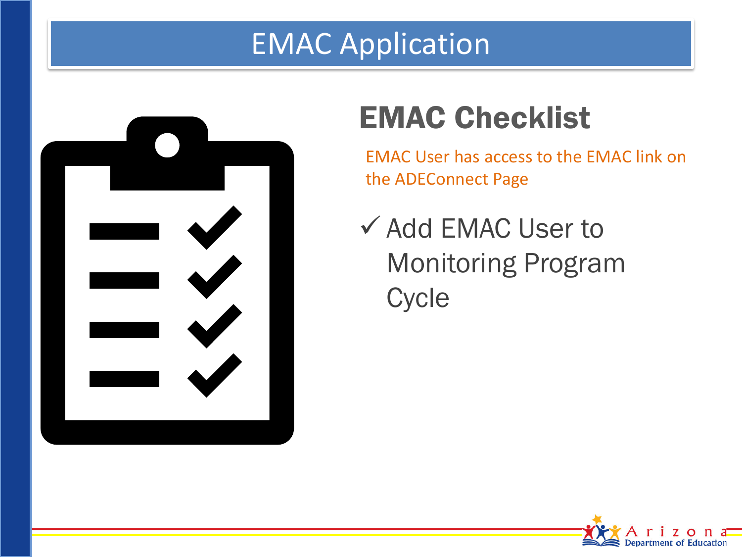# EMAC Application

## EMAC Checklist

EMAC User has access to the EMAC link on the ADEConnect Page

- ✓ Add EMAC User to Monitoring Program Cycle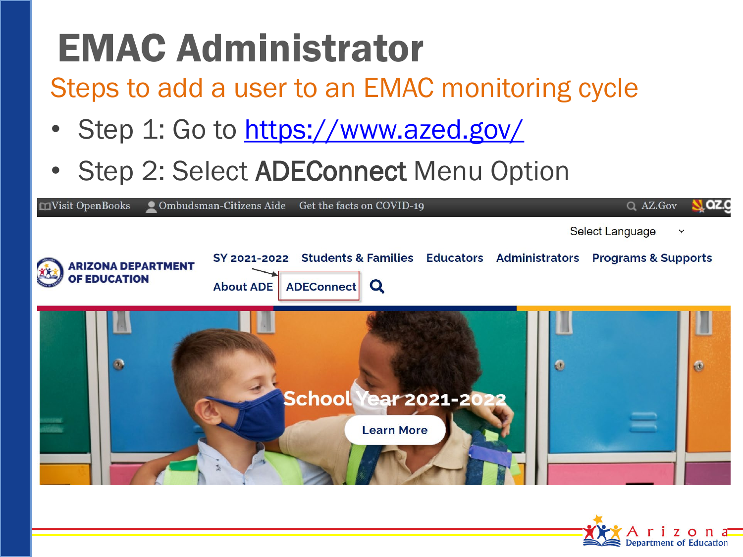# EMAC Administrator

## Steps to add a user to an EMAC monitoring cycle

- Step 1: Go to https://www.azed.gov/
- Step 2: Select **ADEConnect** Menu Option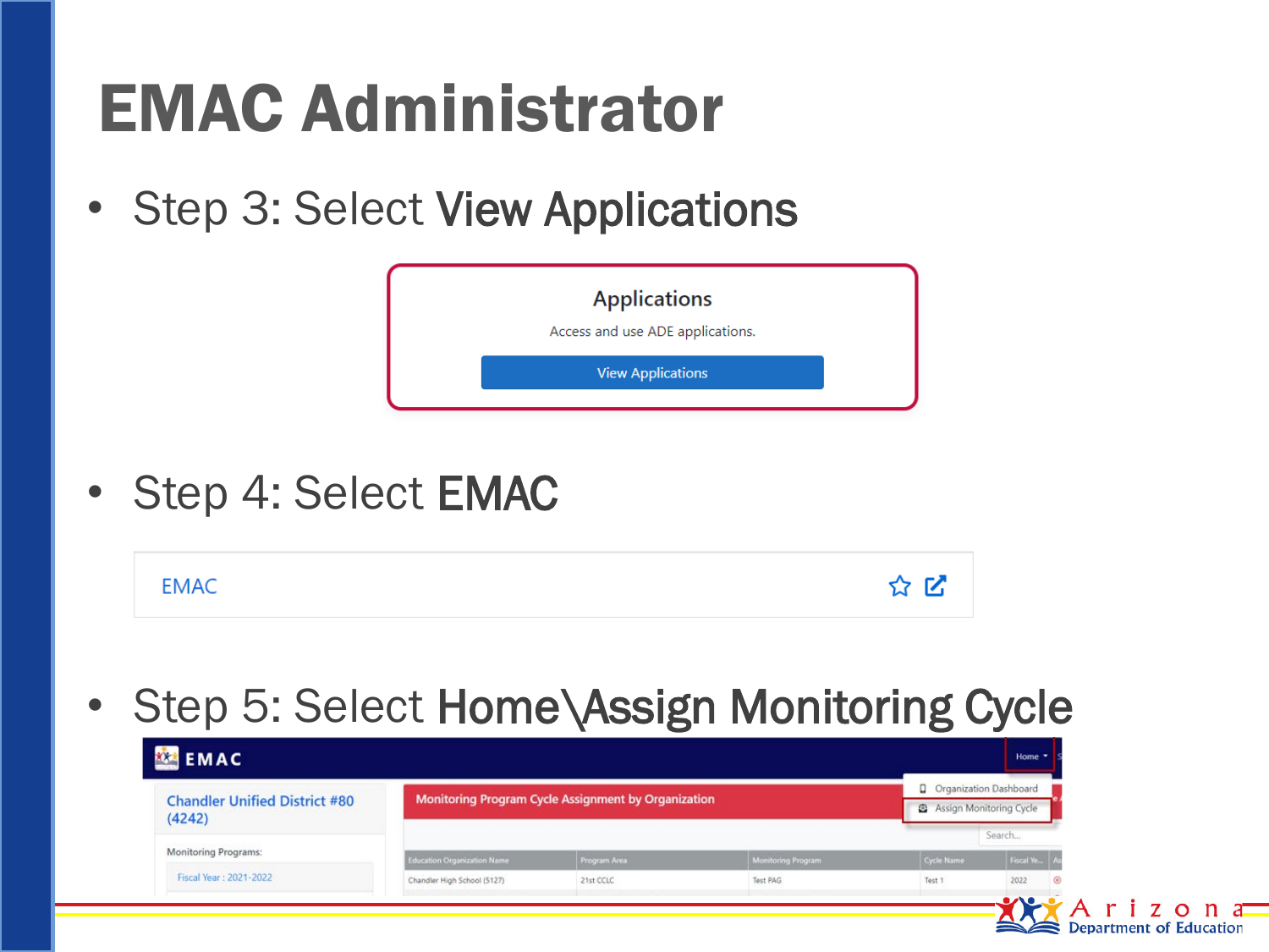# EMAC Administrator

- Step 3: Select **View Applications**

Applications

Access and use ADE applications.

View Applications

- Step 4: Select **EMAC**

EMAC

- Step 5: Select **Home\Assign Monitoring Cycle**

EMAC

Home

Organization Dashboard

Assign Monitoring Cycle

Chandler Unified District #80 (4242)

Monitoring Programs:

Fiscal Year : 2021-2022

Monitoring Program Cycle Assignment by Organization

Search...

| Education Organization Name | Program Area | Monitoring Program | Cycle Name | Fiscal Ye... |
|---|---|---|---|---|
| Chandler High School (5127) | 21st CCLC | Test PAG | Test 1 | 2022 |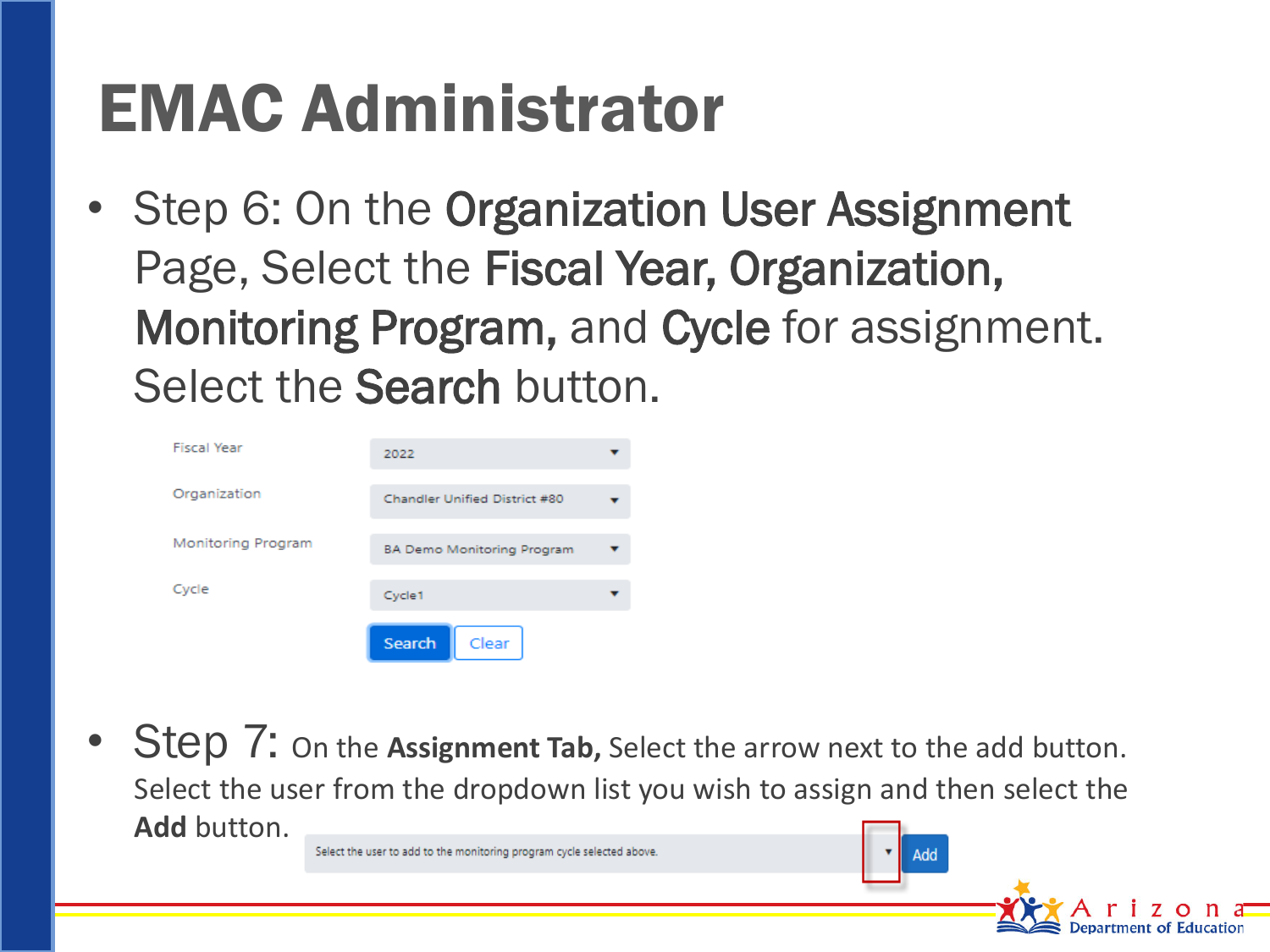# EMAC Administrator

- Step 6: On the **Organization User Assignment** Page, Select the **Fiscal Year, Organization, Monitoring Program,** and **Cycle** for assignment. Select the **Search** button.

| | |
|---|---|
| Fiscal Year | 2022 |
| Organization | Chandler Unified District #80 |
| Monitoring Program | BA Demo Monitoring Program |
| Cycle | Cycle1 |

Search Clear

- Step 7: On the **Assignment Tab,** Select the arrow next to the add button. Select the user from the dropdown list you wish to assign and then select the **Add** button.

Select the user to add to the monitoring program cycle selected above. Add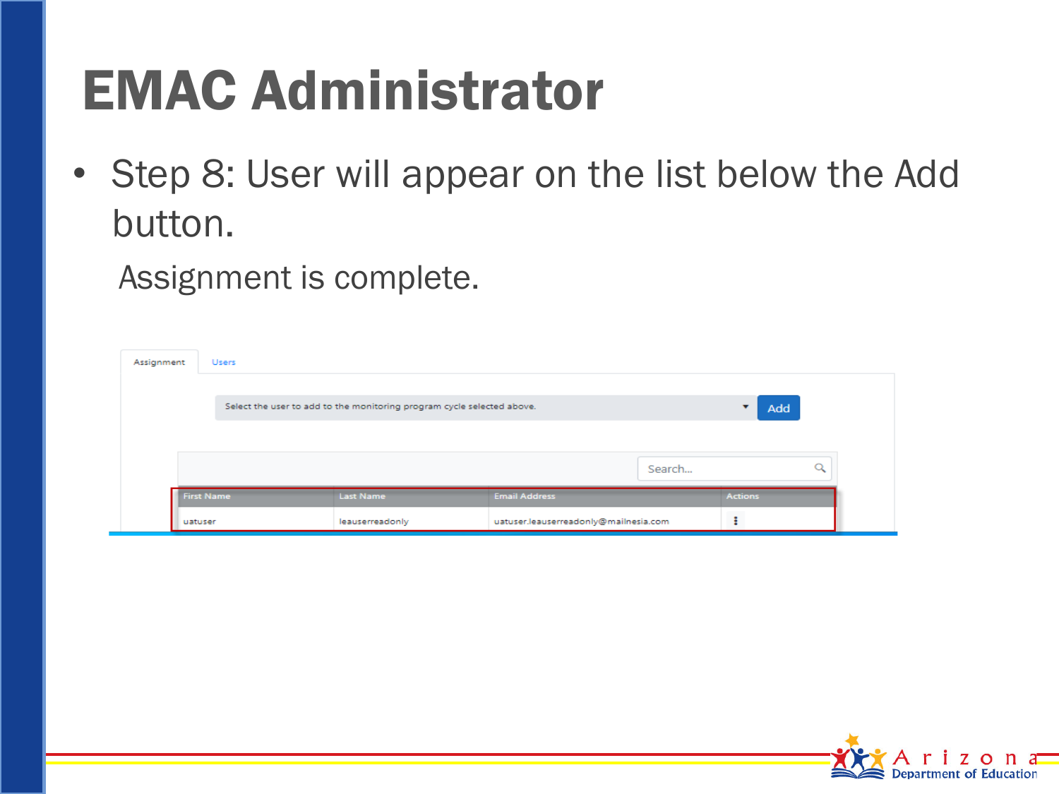# EMAC Administrator

- Step 8: User will appear on the list below the Add button.

  Assignment is complete.

Assignment | Users

Select the user to add to the monitoring program cycle selected above. | Add

Search...

| First Name | Last Name | Email Address | Actions |
| --- | --- | --- | --- |
| uatuser | leauserreadonly | uatuser.leauserreadonly@mailnesia.com | ⋮ |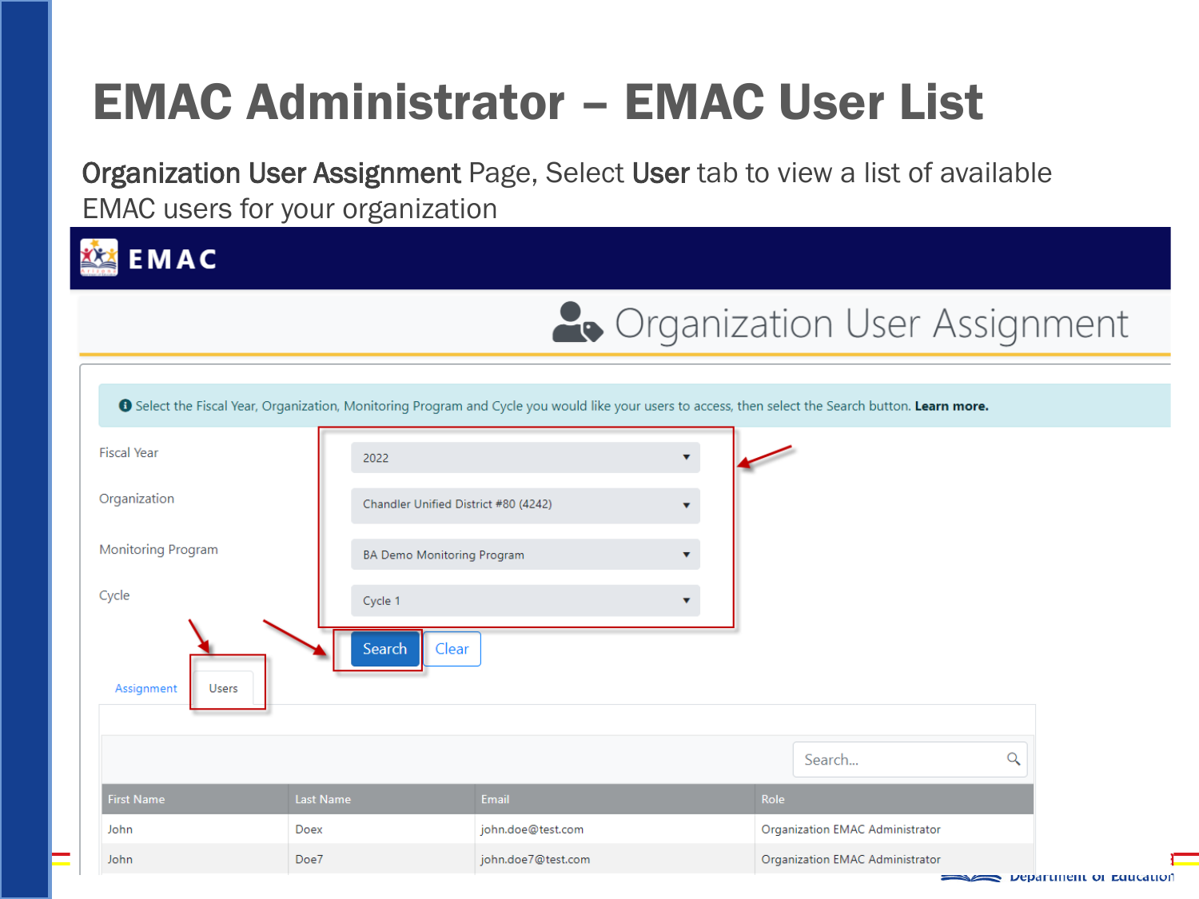# EMAC Administrator – EMAC User List

**Organization User Assignment** Page, Select **User** tab to view a list of available EMAC users for your organization

EMAC

Organization User Assignment

Select the Fiscal Year, Organization, Monitoring Program and Cycle you would like your users to access, then select the Search button. **Learn more.**

Fiscal Year: 2022

Organization: Chandler Unified District #80 (4242)

Monitoring Program: BA Demo Monitoring Program

Cycle: Cycle 1

Search | Clear

Assignment | Users

Search...

| First Name | Last Name | Email | Role |
|---|---|---|---|
| John | Doex | john.doe@test.com | Organization EMAC Administrator |
| John | Doe7 | john.doe7@test.com | Organization EMAC Administrator |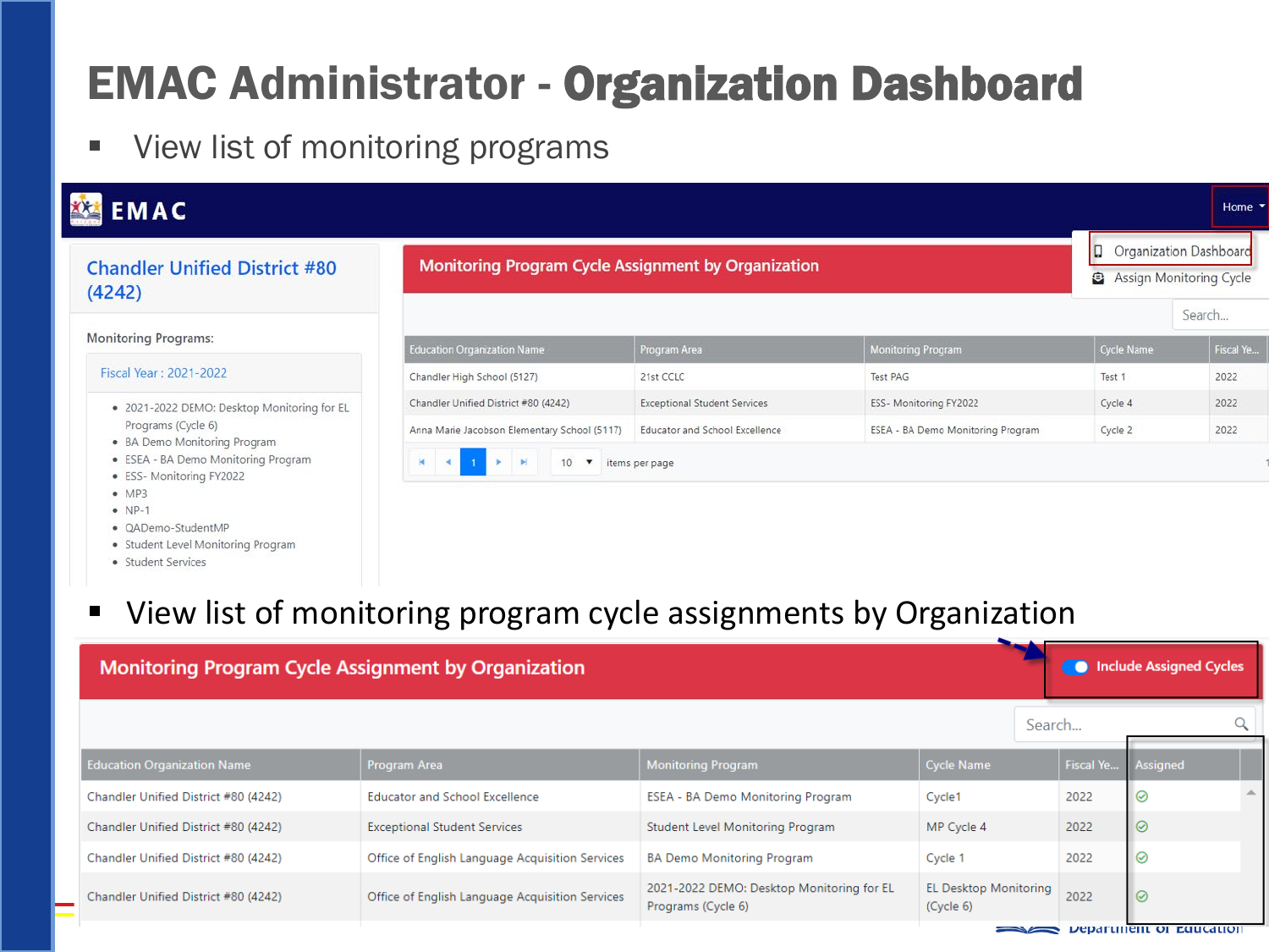# EMAC Administrator - Organization Dashboard

- View list of monitoring programs

EMAC

Home

Organization Dashboard

Assign Monitoring Cycle

## Chandler Unified District #80 (4242)

Monitoring Programs:

Fiscal Year : 2021-2022

- 2021-2022 DEMO: Desktop Monitoring for EL Programs (Cycle 6)
- BA Demo Monitoring Program
- ESEA - BA Demo Monitoring Program
- ESS- Monitoring FY2022
- MP3
- NP-1
- QADemo-StudentMP
- Student Level Monitoring Program
- Student Services

### Monitoring Program Cycle Assignment by Organization

Search...

| Education Organization Name | Program Area | Monitoring Program | Cycle Name | Fiscal Ye... |
|---|---|---|---|---|
| Chandler High School (5127) | 21st CCLC | Test PAG | Test 1 | 2022 |
| Chandler Unified District #80 (4242) | Exceptional Student Services | ESS- Monitoring FY2022 | Cycle 4 | 2022 |
| Anna Marie Jacobson Elementary School (5117) | Educator and School Excellence | ESEA - BA Demo Monitoring Program | Cycle 2 | 2022 |

1 | 10 items per page

- View list of monitoring program cycle assignments by Organization

### Monitoring Program Cycle Assignment by Organization

Include Assigned Cycles

Search...

| Education Organization Name | Program Area | Monitoring Program | Cycle Name | Fiscal Ye... | Assigned |
|---|---|---|---|---|---|
| Chandler Unified District #80 (4242) | Educator and School Excellence | ESEA - BA Demo Monitoring Program | Cycle1 | 2022 | ✓ |
| Chandler Unified District #80 (4242) | Exceptional Student Services | Student Level Monitoring Program | MP Cycle 4 | 2022 | ✓ |
| Chandler Unified District #80 (4242) | Office of English Language Acquisition Services | BA Demo Monitoring Program | Cycle 1 | 2022 | ✓ |
| Chandler Unified District #80 (4242) | Office of English Language Acquisition Services | 2021-2022 DEMO: Desktop Monitoring for EL Programs (Cycle 6) | EL Desktop Monitoring (Cycle 6) | 2022 | ✓ |